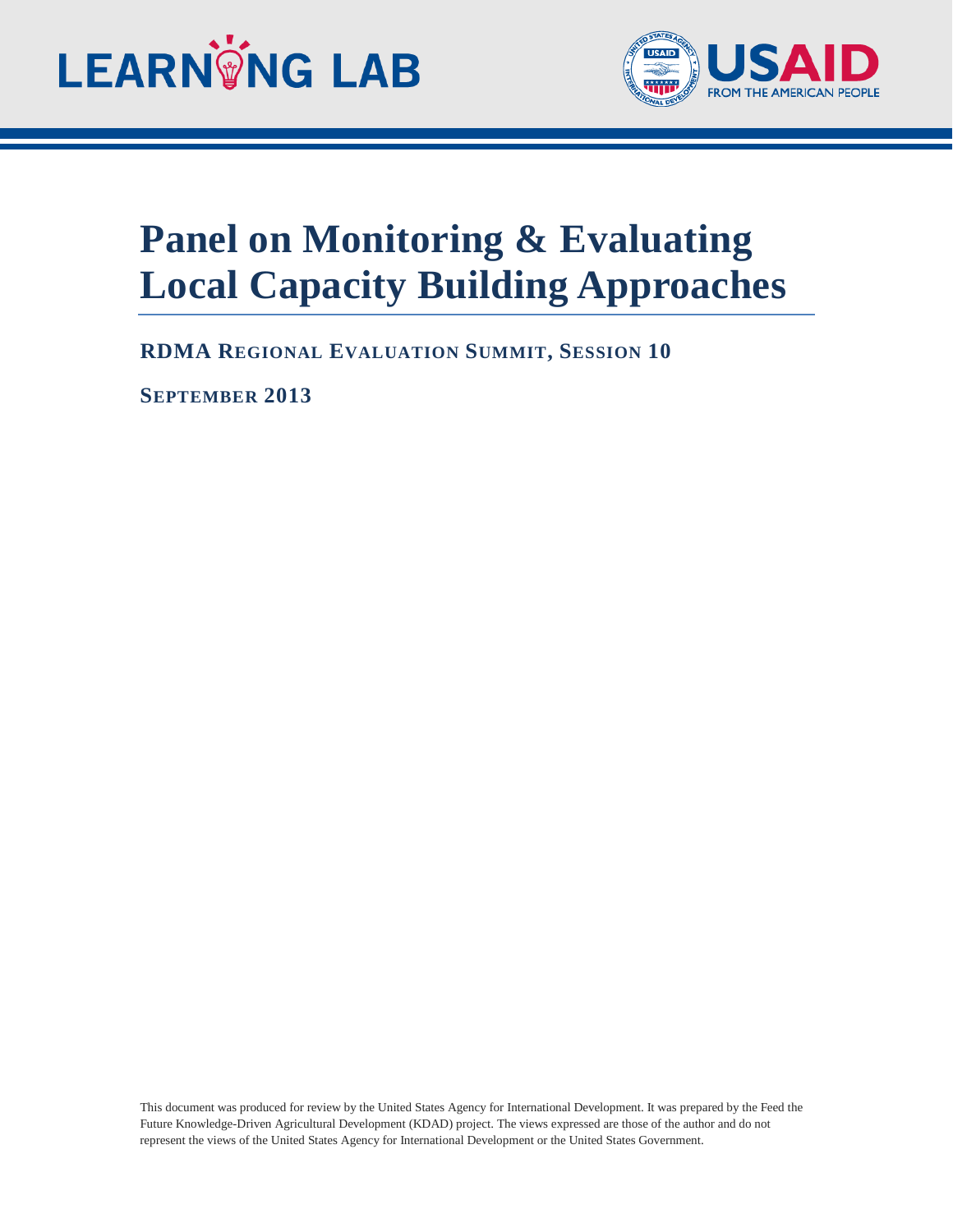LEARNING LAB

USAID
FROM THE AMERICAN PEOPLE

# Panel on Monitoring & Evaluating Local Capacity Building Approaches

**RDMA REGIONAL EVALUATION SUMMIT, SESSION 10**

**SEPTEMBER 2013**

This document was produced for review by the United States Agency for International Development. It was prepared by the Feed the Future Knowledge-Driven Agricultural Development (KDAD) project. The views expressed are those of the author and do not represent the views of the United States Agency for International Development or the United States Government.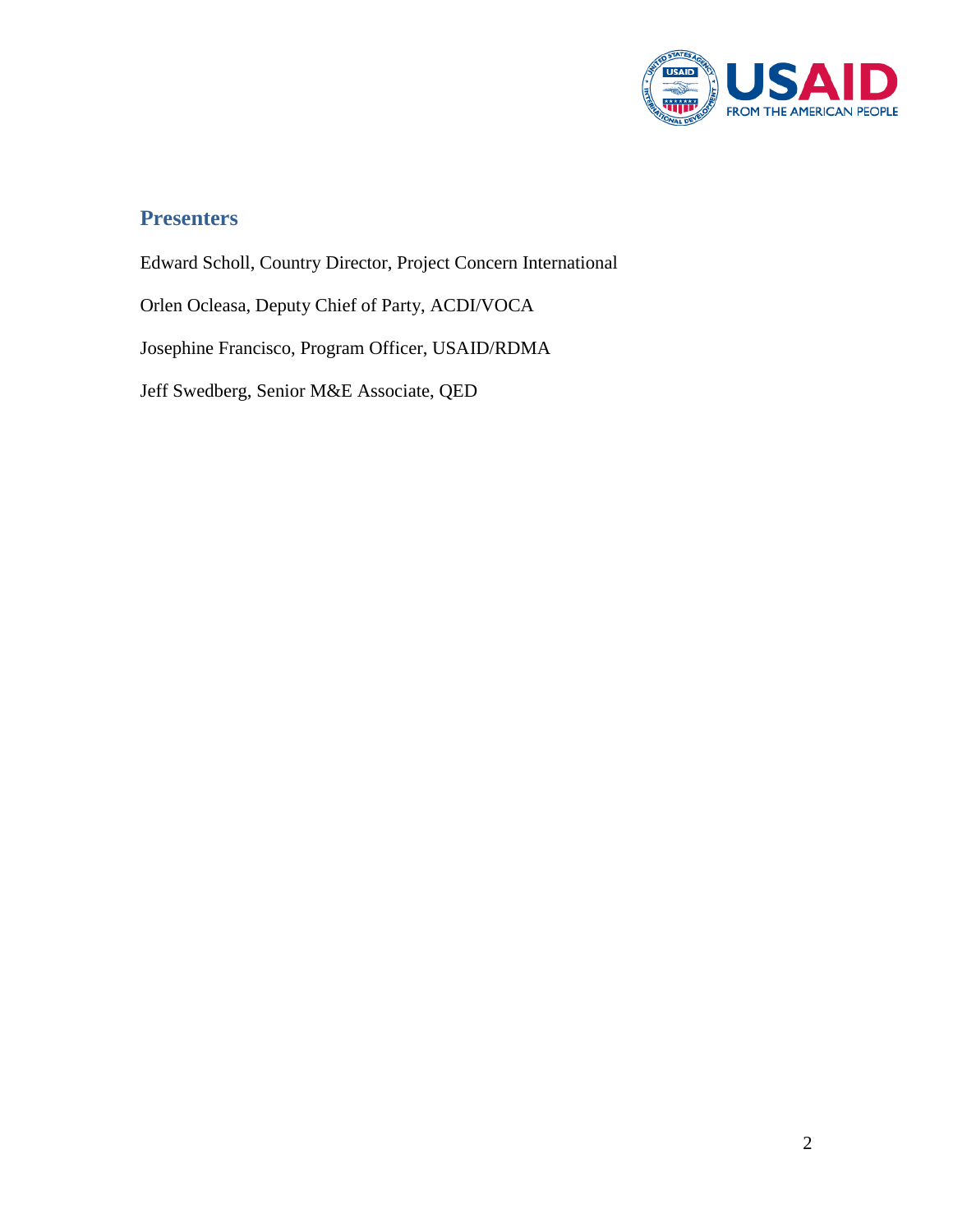## Presenters

Edward Scholl, Country Director, Project Concern International

Orlen Ocleasa, Deputy Chief of Party, ACDI/VOCA

Josephine Francisco, Program Officer, USAID/RDMA

Jeff Swedberg, Senior M&E Associate, QED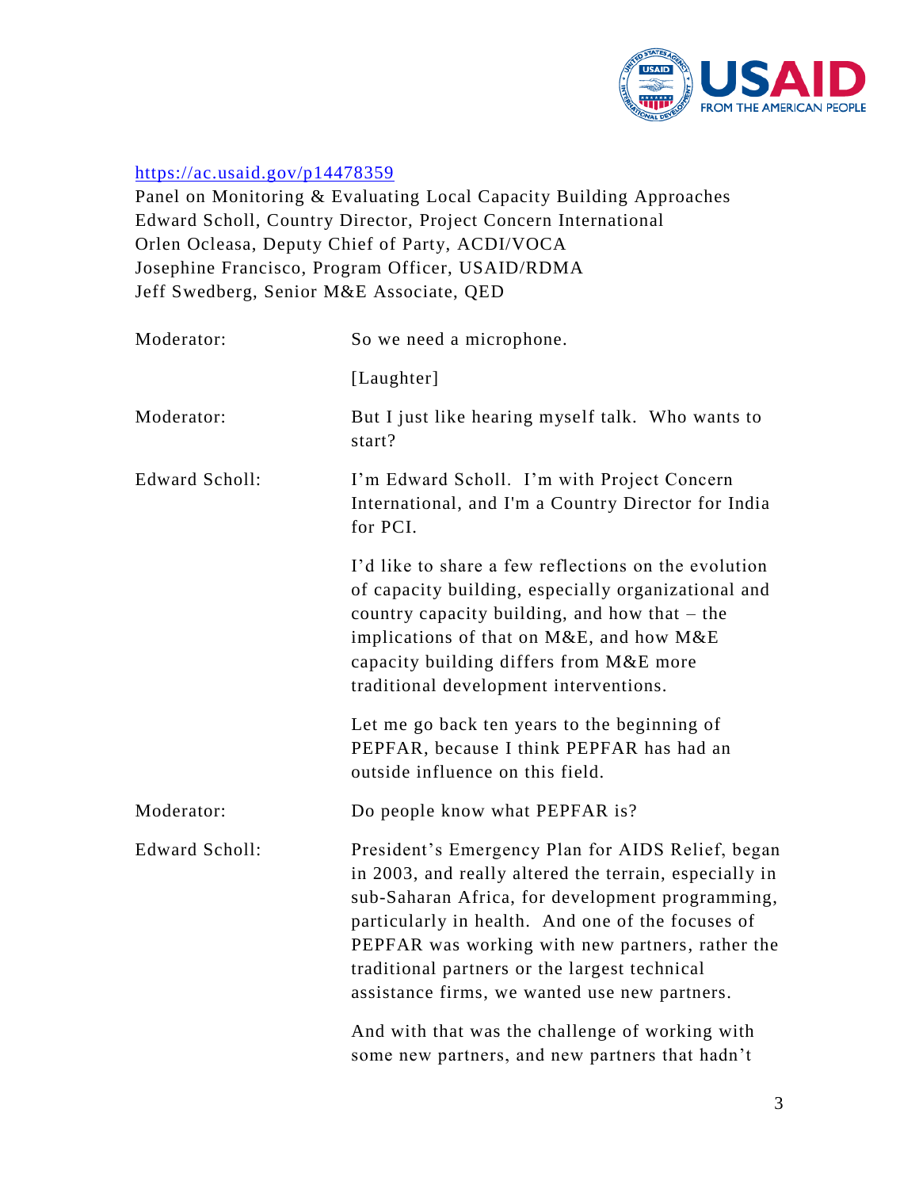https://ac.usaid.gov/p14478359

Panel on Monitoring & Evaluating Local Capacity Building Approaches
Edward Scholl, Country Director, Project Concern International
Orlen Ocleasa, Deputy Chief of Party, ACDI/VOCA
Josephine Francisco, Program Officer, USAID/RDMA
Jeff Swedberg, Senior M&E Associate, QED

Moderator: So we need a microphone.

[Laughter]

Moderator: But I just like hearing myself talk. Who wants to start?

Edward Scholl: I'm Edward Scholl. I'm with Project Concern International, and I'm a Country Director for India for PCI.

I'd like to share a few reflections on the evolution of capacity building, especially organizational and country capacity building, and how that – the implications of that on M&E, and how M&E capacity building differs from M&E more traditional development interventions.

Let me go back ten years to the beginning of PEPFAR, because I think PEPFAR has had an outside influence on this field.

Moderator: Do people know what PEPFAR is?

Edward Scholl: President's Emergency Plan for AIDS Relief, began in 2003, and really altered the terrain, especially in sub-Saharan Africa, for development programming, particularly in health. And one of the focuses of PEPFAR was working with new partners, rather the traditional partners or the largest technical assistance firms, we wanted use new partners.

And with that was the challenge of working with some new partners, and new partners that hadn't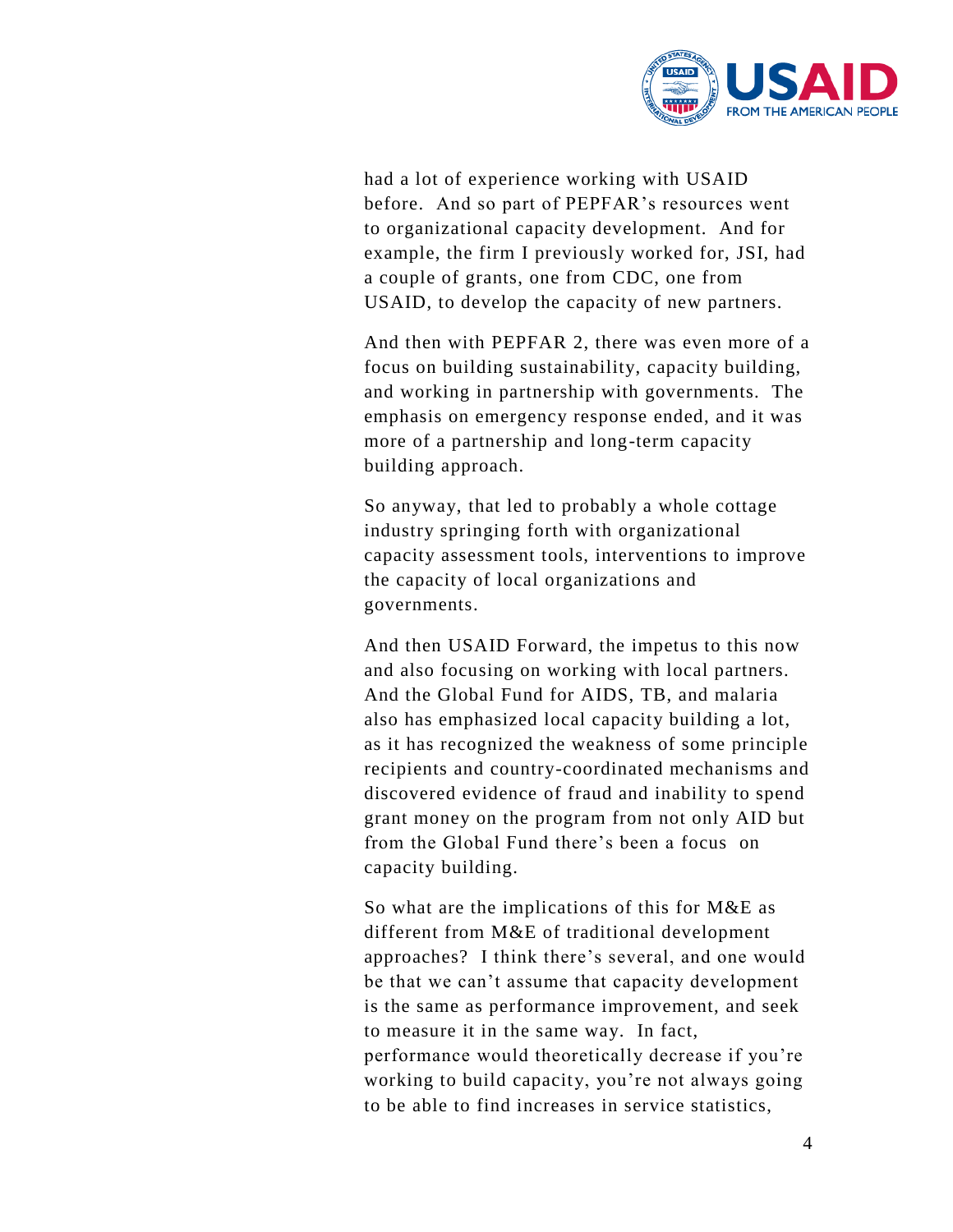had a lot of experience working with USAID before. And so part of PEPFAR's resources went to organizational capacity development. And for example, the firm I previously worked for, JSI, had a couple of grants, one from CDC, one from USAID, to develop the capacity of new partners.

And then with PEPFAR 2, there was even more of a focus on building sustainability, capacity building, and working in partnership with governments. The emphasis on emergency response ended, and it was more of a partnership and long-term capacity building approach.

So anyway, that led to probably a whole cottage industry springing forth with organizational capacity assessment tools, interventions to improve the capacity of local organizations and governments.

And then USAID Forward, the impetus to this now and also focusing on working with local partners. And the Global Fund for AIDS, TB, and malaria also has emphasized local capacity building a lot, as it has recognized the weakness of some principle recipients and country-coordinated mechanisms and discovered evidence of fraud and inability to spend grant money on the program from not only AID but from the Global Fund there's been a focus on capacity building.

So what are the implications of this for M&E as different from M&E of traditional development approaches? I think there's several, and one would be that we can't assume that capacity development is the same as performance improvement, and seek to measure it in the same way. In fact, performance would theoretically decrease if you're working to build capacity, you're not always going to be able to find increases in service statistics,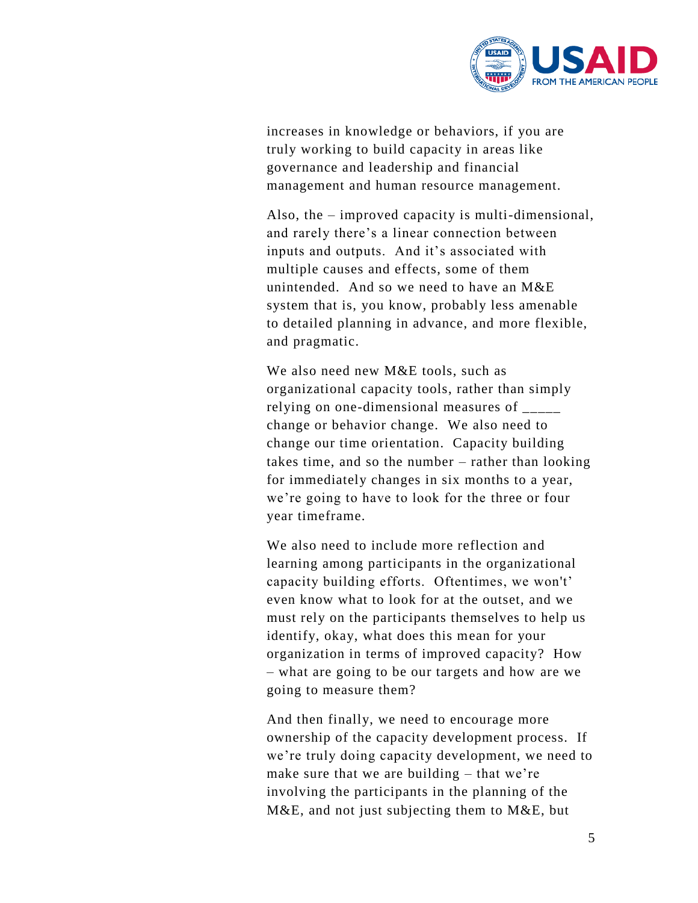increases in knowledge or behaviors, if you are truly working to build capacity in areas like governance and leadership and financial management and human resource management.

Also, the – improved capacity is multi-dimensional, and rarely there's a linear connection between inputs and outputs. And it's associated with multiple causes and effects, some of them unintended. And so we need to have an M&E system that is, you know, probably less amenable to detailed planning in advance, and more flexible, and pragmatic.

We also need new M&E tools, such as organizational capacity tools, rather than simply relying on one-dimensional measures of _____ change or behavior change. We also need to change our time orientation. Capacity building takes time, and so the number – rather than looking for immediately changes in six months to a year, we're going to have to look for the three or four year timeframe.

We also need to include more reflection and learning among participants in the organizational capacity building efforts. Oftentimes, we won't' even know what to look for at the outset, and we must rely on the participants themselves to help us identify, okay, what does this mean for your organization in terms of improved capacity? How – what are going to be our targets and how are we going to measure them?

And then finally, we need to encourage more ownership of the capacity development process. If we're truly doing capacity development, we need to make sure that we are building – that we're involving the participants in the planning of the M&E, and not just subjecting them to M&E, but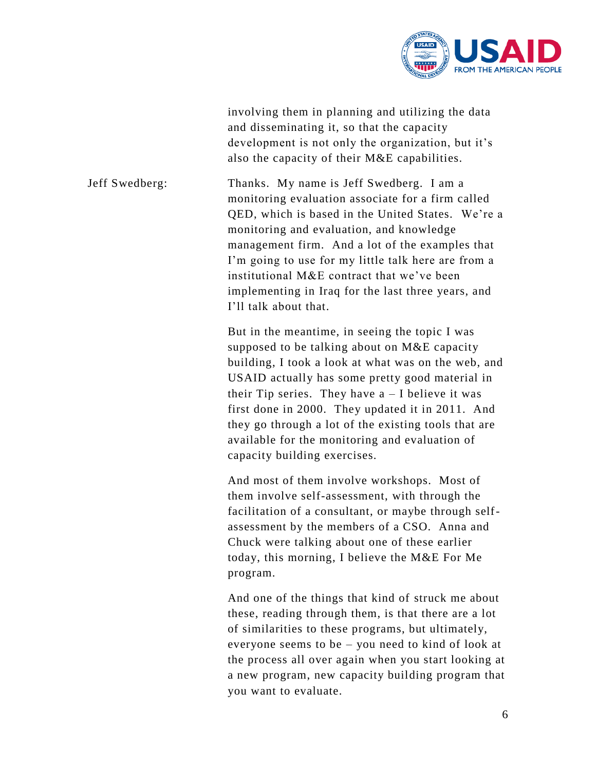involving them in planning and utilizing the data and disseminating it, so that the capacity development is not only the organization, but it's also the capacity of their M&E capabilities.

Jeff Swedberg: Thanks. My name is Jeff Swedberg. I am a monitoring evaluation associate for a firm called QED, which is based in the United States. We're a monitoring and evaluation, and knowledge management firm. And a lot of the examples that I'm going to use for my little talk here are from a institutional M&E contract that we've been implementing in Iraq for the last three years, and I'll talk about that.

But in the meantime, in seeing the topic I was supposed to be talking about on M&E capacity building, I took a look at what was on the web, and USAID actually has some pretty good material in their Tip series. They have a – I believe it was first done in 2000. They updated it in 2011. And they go through a lot of the existing tools that are available for the monitoring and evaluation of capacity building exercises.

And most of them involve workshops. Most of them involve self-assessment, with through the facilitation of a consultant, or maybe through self-assessment by the members of a CSO. Anna and Chuck were talking about one of these earlier today, this morning, I believe the M&E For Me program.

And one of the things that kind of struck me about these, reading through them, is that there are a lot of similarities to these programs, but ultimately, everyone seems to be – you need to kind of look at the process all over again when you start looking at a new program, new capacity building program that you want to evaluate.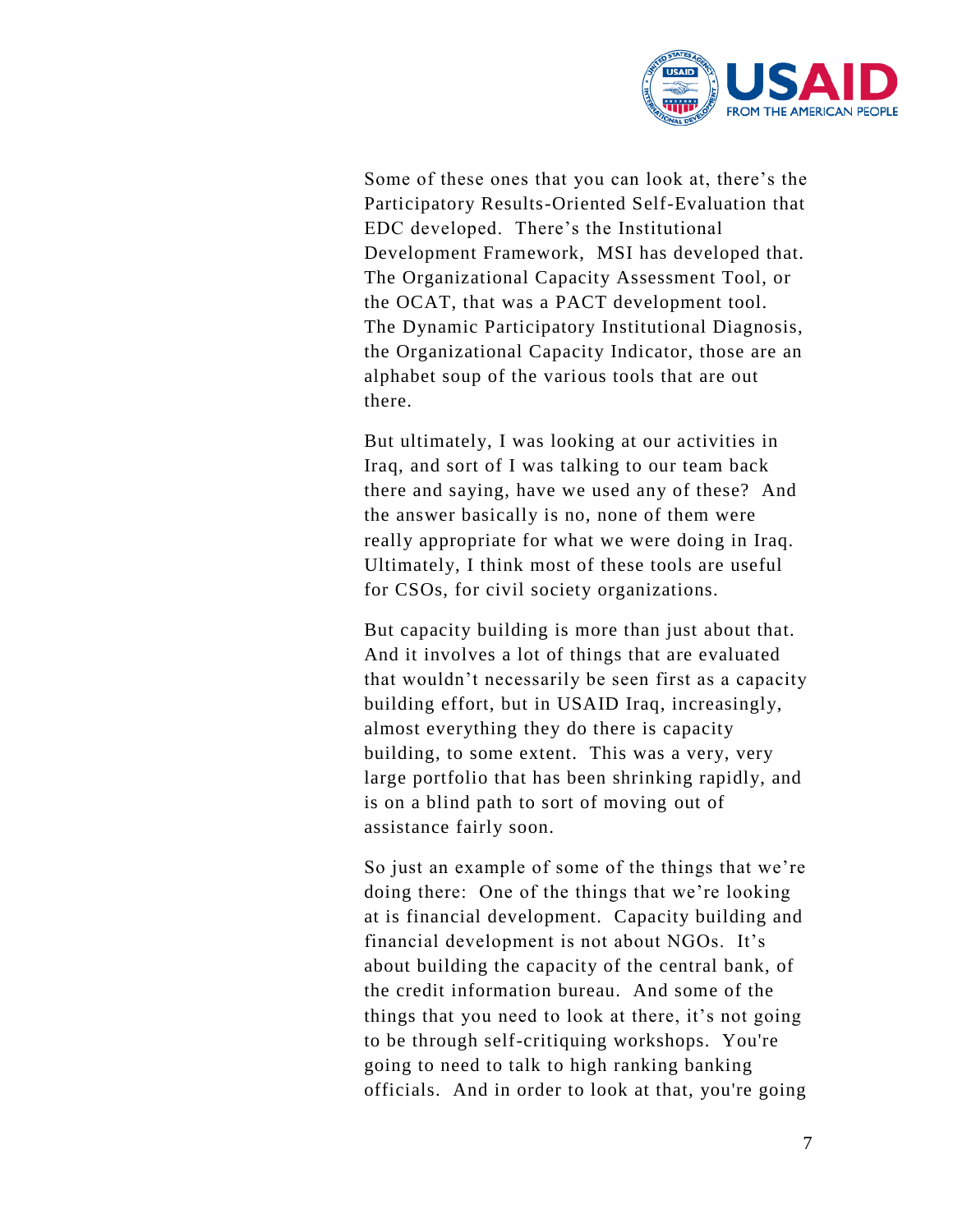Some of these ones that you can look at, there's the Participatory Results-Oriented Self-Evaluation that EDC developed. There's the Institutional Development Framework, MSI has developed that. The Organizational Capacity Assessment Tool, or the OCAT, that was a PACT development tool. The Dynamic Participatory Institutional Diagnosis, the Organizational Capacity Indicator, those are an alphabet soup of the various tools that are out there.

But ultimately, I was looking at our activities in Iraq, and sort of I was talking to our team back there and saying, have we used any of these? And the answer basically is no, none of them were really appropriate for what we were doing in Iraq. Ultimately, I think most of these tools are useful for CSOs, for civil society organizations.

But capacity building is more than just about that. And it involves a lot of things that are evaluated that wouldn't necessarily be seen first as a capacity building effort, but in USAID Iraq, increasingly, almost everything they do there is capacity building, to some extent. This was a very, very large portfolio that has been shrinking rapidly, and is on a blind path to sort of moving out of assistance fairly soon.

So just an example of some of the things that we're doing there: One of the things that we're looking at is financial development. Capacity building and financial development is not about NGOs. It's about building the capacity of the central bank, of the credit information bureau. And some of the things that you need to look at there, it's not going to be through self-critiquing workshops. You're going to need to talk to high ranking banking officials. And in order to look at that, you're going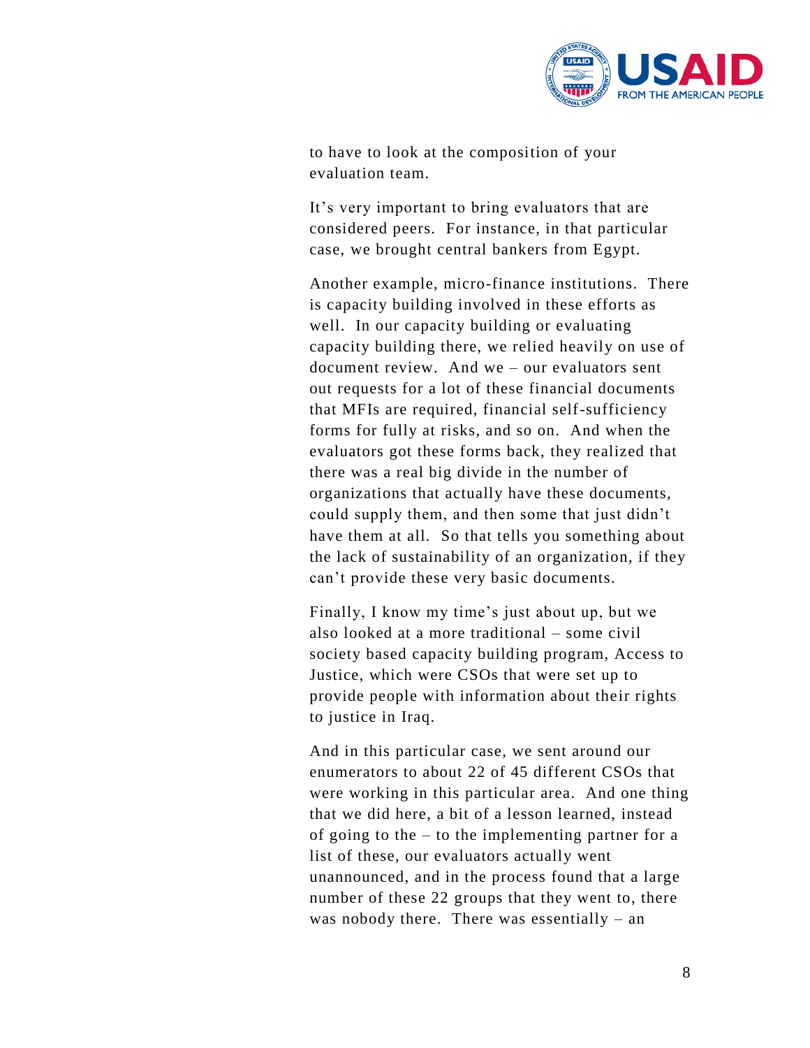to have to look at the composition of your evaluation team.

It's very important to bring evaluators that are considered peers. For instance, in that particular case, we brought central bankers from Egypt.

Another example, micro-finance institutions. There is capacity building involved in these efforts as well. In our capacity building or evaluating capacity building there, we relied heavily on use of document review. And we – our evaluators sent out requests for a lot of these financial documents that MFIs are required, financial self-sufficiency forms for fully at risks, and so on. And when the evaluators got these forms back, they realized that there was a real big divide in the number of organizations that actually have these documents, could supply them, and then some that just didn't have them at all. So that tells you something about the lack of sustainability of an organization, if they can't provide these very basic documents.

Finally, I know my time's just about up, but we also looked at a more traditional – some civil society based capacity building program, Access to Justice, which were CSOs that were set up to provide people with information about their rights to justice in Iraq.

And in this particular case, we sent around our enumerators to about 22 of 45 different CSOs that were working in this particular area. And one thing that we did here, a bit of a lesson learned, instead of going to the – to the implementing partner for a list of these, our evaluators actually went unannounced, and in the process found that a large number of these 22 groups that they went to, there was nobody there. There was essentially – an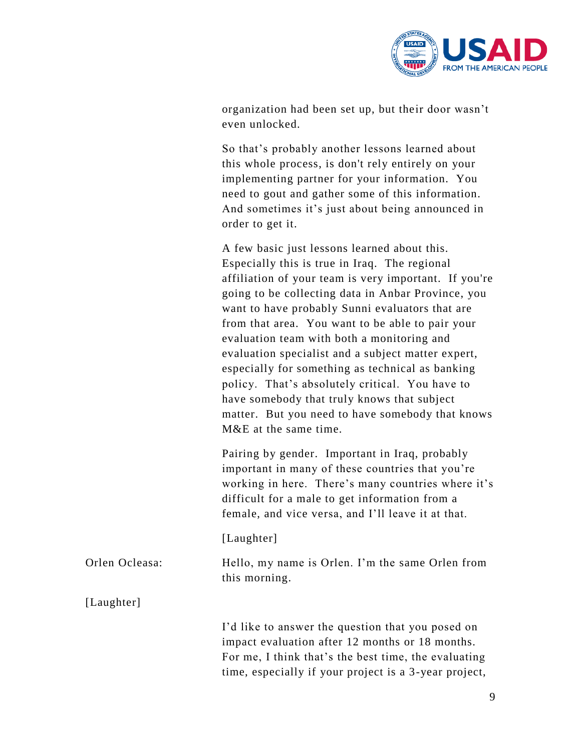organization had been set up, but their door wasn't even unlocked.

So that's probably another lessons learned about this whole process, is don't rely entirely on your implementing partner for your information. You need to gout and gather some of this information. And sometimes it's just about being announced in order to get it.

A few basic just lessons learned about this. Especially this is true in Iraq. The regional affiliation of your team is very important. If you're going to be collecting data in Anbar Province, you want to have probably Sunni evaluators that are from that area. You want to be able to pair your evaluation team with both a monitoring and evaluation specialist and a subject matter expert, especially for something as technical as banking policy. That's absolutely critical. You have to have somebody that truly knows that subject matter. But you need to have somebody that knows M&E at the same time.

Pairing by gender. Important in Iraq, probably important in many of these countries that you're working in here. There's many countries where it's difficult for a male to get information from a female, and vice versa, and I'll leave it at that.

[Laughter]

Orlen Ocleasa: Hello, my name is Orlen. I'm the same Orlen from this morning.

[Laughter]

I'd like to answer the question that you posed on impact evaluation after 12 months or 18 months. For me, I think that's the best time, the evaluating time, especially if your project is a 3-year project,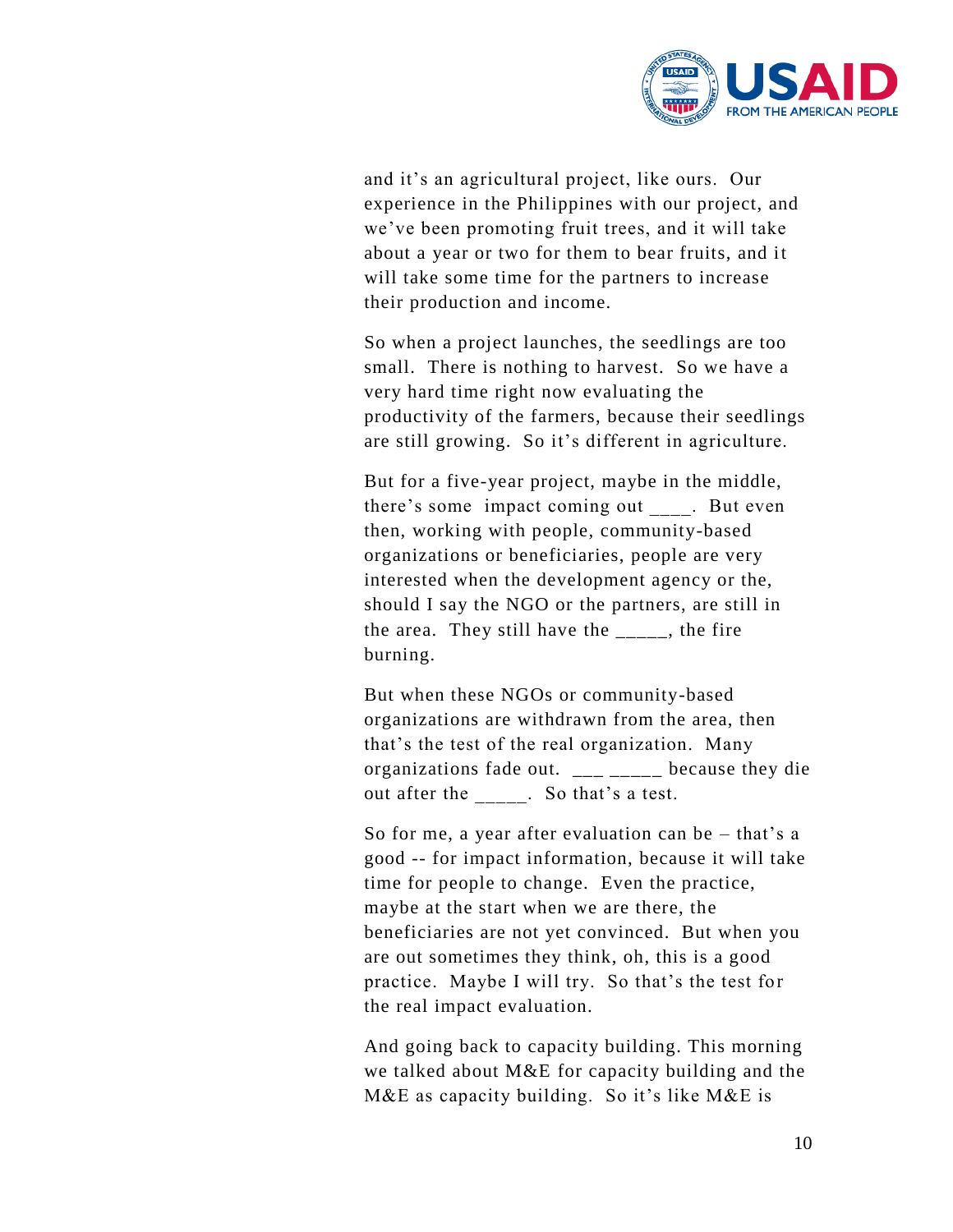and it’s an agricultural project, like ours. Our experience in the Philippines with our project, and we’ve been promoting fruit trees, and it will take about a year or two for them to bear fruits, and it will take some time for the partners to increase their production and income.

So when a project launches, the seedlings are too small. There is nothing to harvest. So we have a very hard time right now evaluating the productivity of the farmers, because their seedlings are still growing. So it’s different in agriculture.

But for a five-year project, maybe in the middle, there’s some impact coming out ____. But even then, working with people, community-based organizations or beneficiaries, people are very interested when the development agency or the, should I say the NGO or the partners, are still in the area. They still have the _____, the fire burning.

But when these NGOs or community-based organizations are withdrawn from the area, then that’s the test of the real organization. Many organizations fade out. ___ _____ because they die out after the _____. So that’s a test.

So for me, a year after evaluation can be – that’s a good -- for impact information, because it will take time for people to change. Even the practice, maybe at the start when we are there, the beneficiaries are not yet convinced. But when you are out sometimes they think, oh, this is a good practice. Maybe I will try. So that’s the test for the real impact evaluation.

And going back to capacity building. This morning we talked about M&E for capacity building and the M&E as capacity building. So it’s like M&E is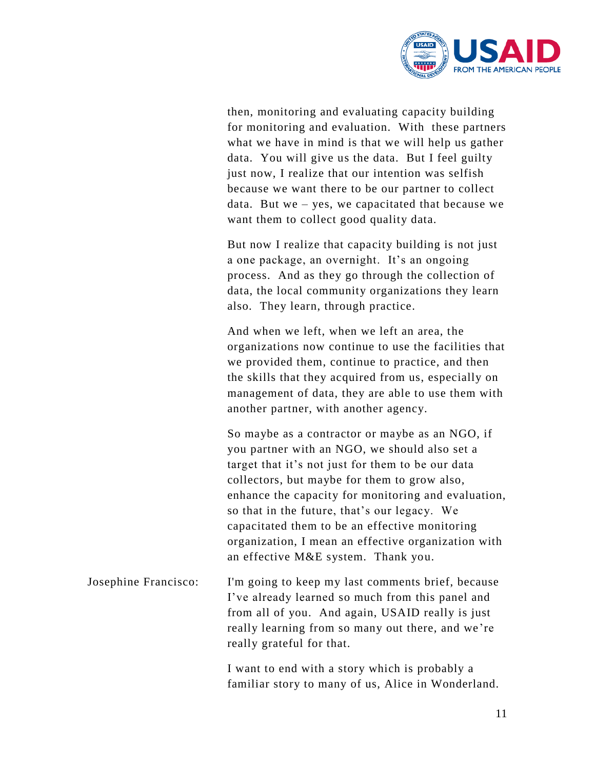then, monitoring and evaluating capacity building for monitoring and evaluation. With these partners what we have in mind is that we will help us gather data. You will give us the data. But I feel guilty just now, I realize that our intention was selfish because we want there to be our partner to collect data. But we – yes, we capacitated that because we want them to collect good quality data.

But now I realize that capacity building is not just a one package, an overnight. It's an ongoing process. And as they go through the collection of data, the local community organizations they learn also. They learn, through practice.

And when we left, when we left an area, the organizations now continue to use the facilities that we provided them, continue to practice, and then the skills that they acquired from us, especially on management of data, they are able to use them with another partner, with another agency.

So maybe as a contractor or maybe as an NGO, if you partner with an NGO, we should also set a target that it's not just for them to be our data collectors, but maybe for them to grow also, enhance the capacity for monitoring and evaluation, so that in the future, that's our legacy. We capacitated them to be an effective monitoring organization, I mean an effective organization with an effective M&E system. Thank you.

Josephine Francisco: I'm going to keep my last comments brief, because I've already learned so much from this panel and from all of you. And again, USAID really is just really learning from so many out there, and we're really grateful for that.

I want to end with a story which is probably a familiar story to many of us, Alice in Wonderland.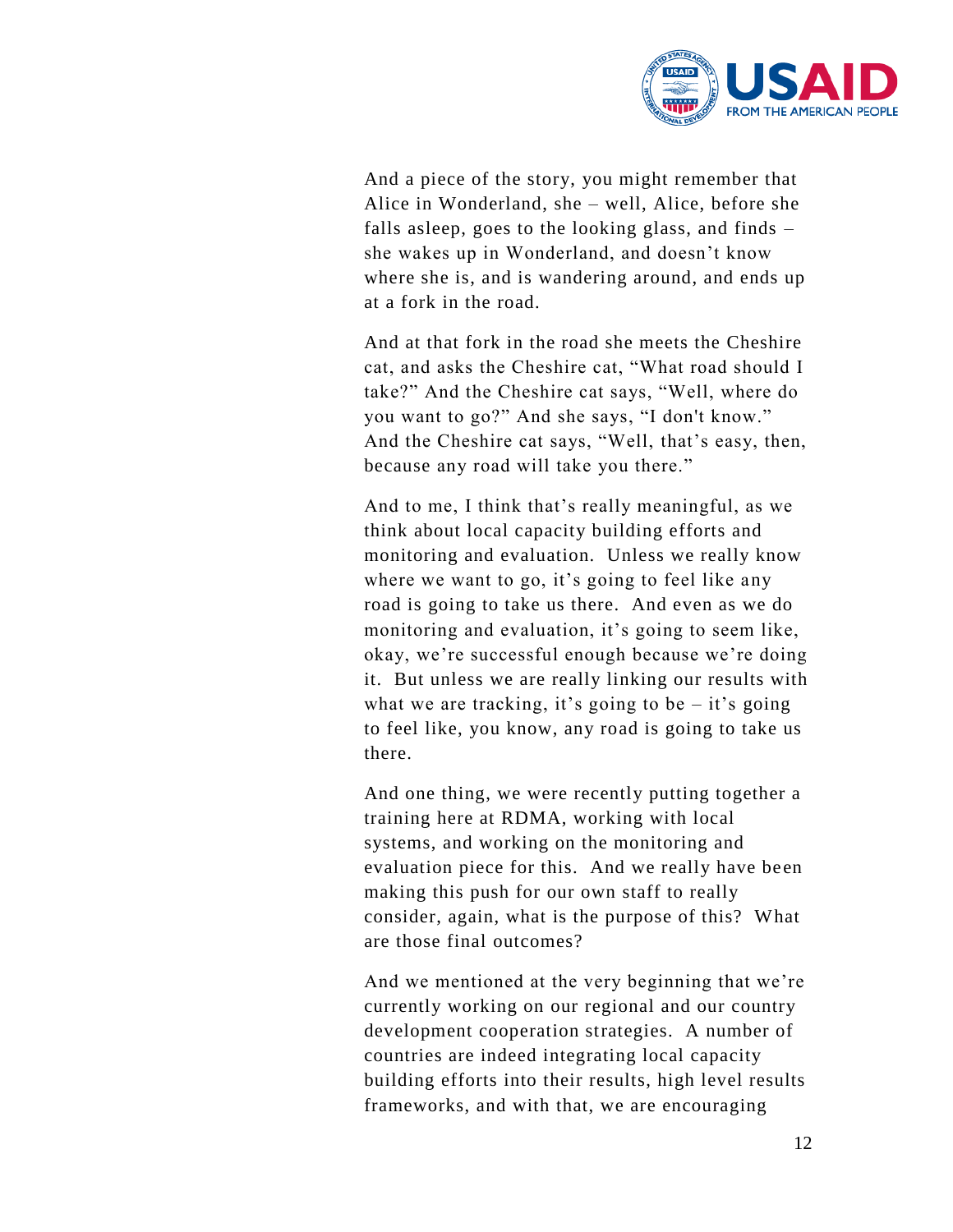And a piece of the story, you might remember that Alice in Wonderland, she – well, Alice, before she falls asleep, goes to the looking glass, and finds – she wakes up in Wonderland, and doesn't know where she is, and is wandering around, and ends up at a fork in the road.

And at that fork in the road she meets the Cheshire cat, and asks the Cheshire cat, "What road should I take?" And the Cheshire cat says, "Well, where do you want to go?" And she says, "I don't know." And the Cheshire cat says, "Well, that's easy, then, because any road will take you there."

And to me, I think that's really meaningful, as we think about local capacity building efforts and monitoring and evaluation. Unless we really know where we want to go, it's going to feel like any road is going to take us there. And even as we do monitoring and evaluation, it's going to seem like, okay, we're successful enough because we're doing it. But unless we are really linking our results with what we are tracking, it's going to be – it's going to feel like, you know, any road is going to take us there.

And one thing, we were recently putting together a training here at RDMA, working with local systems, and working on the monitoring and evaluation piece for this. And we really have been making this push for our own staff to really consider, again, what is the purpose of this? What are those final outcomes?

And we mentioned at the very beginning that we're currently working on our regional and our country development cooperation strategies. A number of countries are indeed integrating local capacity building efforts into their results, high level results frameworks, and with that, we are encouraging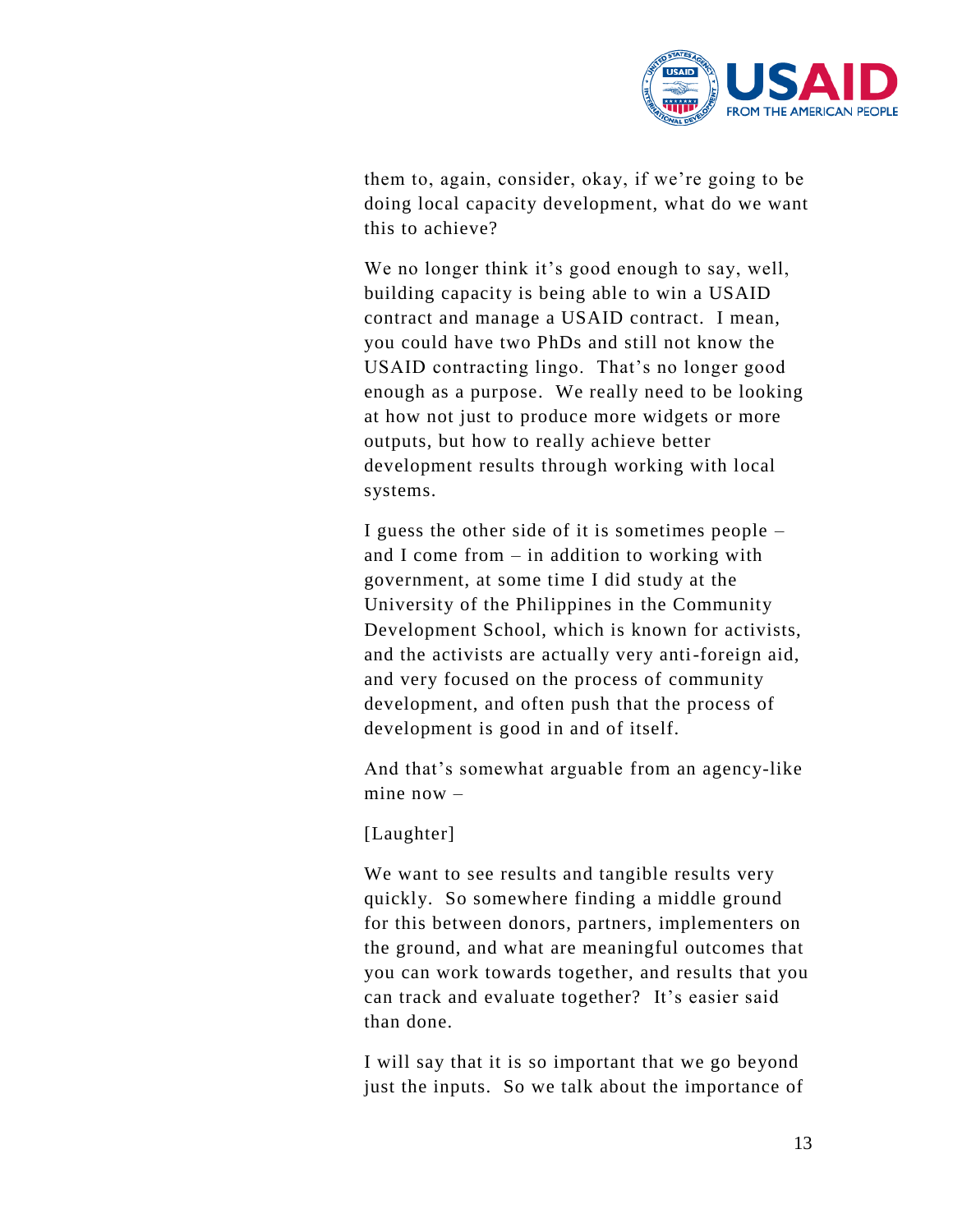them to, again, consider, okay, if we're going to be doing local capacity development, what do we want this to achieve?

We no longer think it's good enough to say, well, building capacity is being able to win a USAID contract and manage a USAID contract. I mean, you could have two PhDs and still not know the USAID contracting lingo. That's no longer good enough as a purpose. We really need to be looking at how not just to produce more widgets or more outputs, but how to really achieve better development results through working with local systems.

I guess the other side of it is sometimes people – and I come from – in addition to working with government, at some time I did study at the University of the Philippines in the Community Development School, which is known for activists, and the activists are actually very anti-foreign aid, and very focused on the process of community development, and often push that the process of development is good in and of itself.

And that's somewhat arguable from an agency-like mine now –

[Laughter]

We want to see results and tangible results very quickly. So somewhere finding a middle ground for this between donors, partners, implementers on the ground, and what are meaningful outcomes that you can work towards together, and results that you can track and evaluate together? It's easier said than done.

I will say that it is so important that we go beyond just the inputs. So we talk about the importance of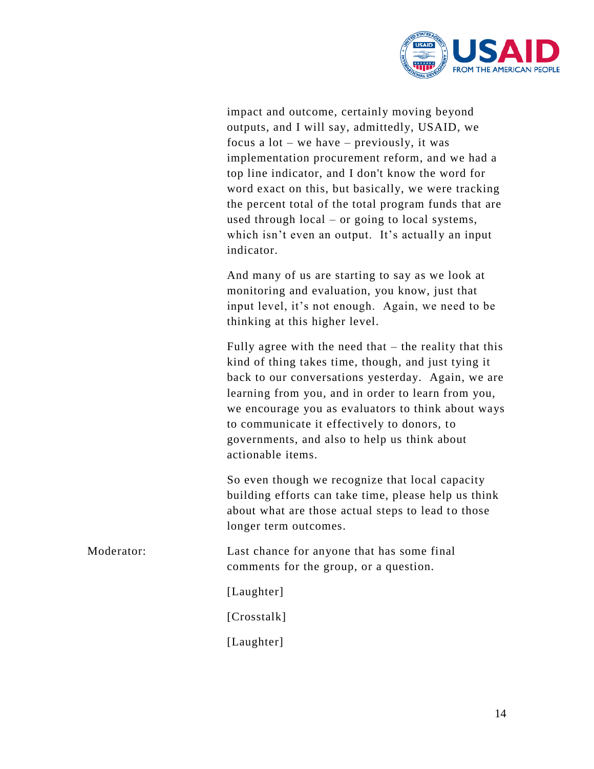impact and outcome, certainly moving beyond outputs, and I will say, admittedly, USAID, we focus a lot – we have – previously, it was implementation procurement reform, and we had a top line indicator, and I don't know the word for word exact on this, but basically, we were tracking the percent total of the total program funds that are used through local – or going to local systems, which isn't even an output. It's actually an input indicator.

And many of us are starting to say as we look at monitoring and evaluation, you know, just that input level, it's not enough. Again, we need to be thinking at this higher level.

Fully agree with the need that – the reality that this kind of thing takes time, though, and just tying it back to our conversations yesterday. Again, we are learning from you, and in order to learn from you, we encourage you as evaluators to think about ways to communicate it effectively to donors, to governments, and also to help us think about actionable items.

So even though we recognize that local capacity building efforts can take time, please help us think about what are those actual steps to lead to those longer term outcomes.

Moderator: Last chance for anyone that has some final comments for the group, or a question.

[Laughter]

[Crosstalk]

[Laughter]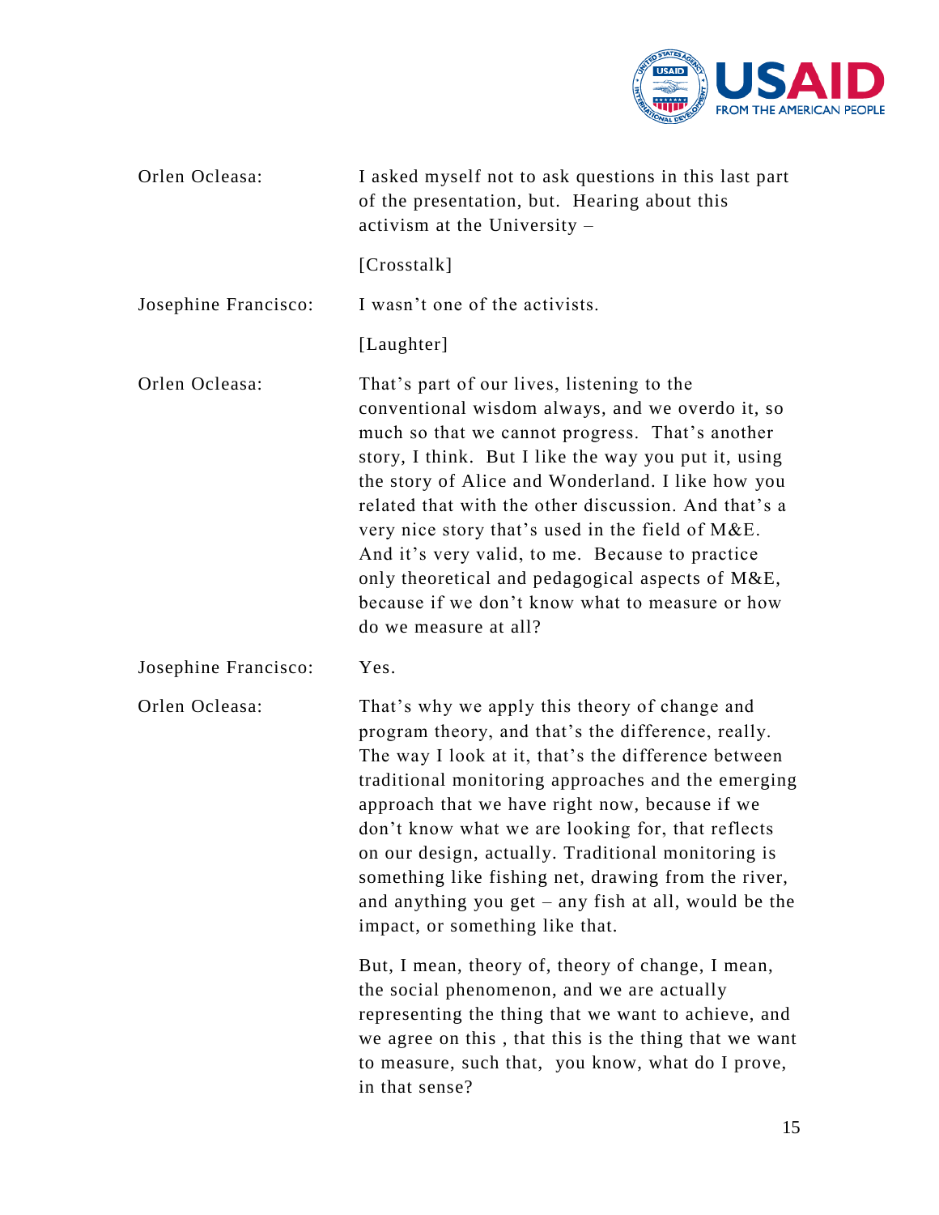Orlen Ocleasa: I asked myself not to ask questions in this last part of the presentation, but. Hearing about this activism at the University –

[Crosstalk]

Josephine Francisco: I wasn't one of the activists.

[Laughter]

Orlen Ocleasa: That's part of our lives, listening to the conventional wisdom always, and we overdo it, so much so that we cannot progress. That's another story, I think. But I like the way you put it, using the story of Alice and Wonderland. I like how you related that with the other discussion. And that's a very nice story that's used in the field of M&E. And it's very valid, to me. Because to practice only theoretical and pedagogical aspects of M&E, because if we don't know what to measure or how do we measure at all?

Josephine Francisco: Yes.

Orlen Ocleasa: That's why we apply this theory of change and program theory, and that's the difference, really. The way I look at it, that's the difference between traditional monitoring approaches and the emerging approach that we have right now, because if we don't know what we are looking for, that reflects on our design, actually. Traditional monitoring is something like fishing net, drawing from the river, and anything you get – any fish at all, would be the impact, or something like that.

But, I mean, theory of, theory of change, I mean, the social phenomenon, and we are actually representing the thing that we want to achieve, and we agree on this , that this is the thing that we want to measure, such that, you know, what do I prove, in that sense?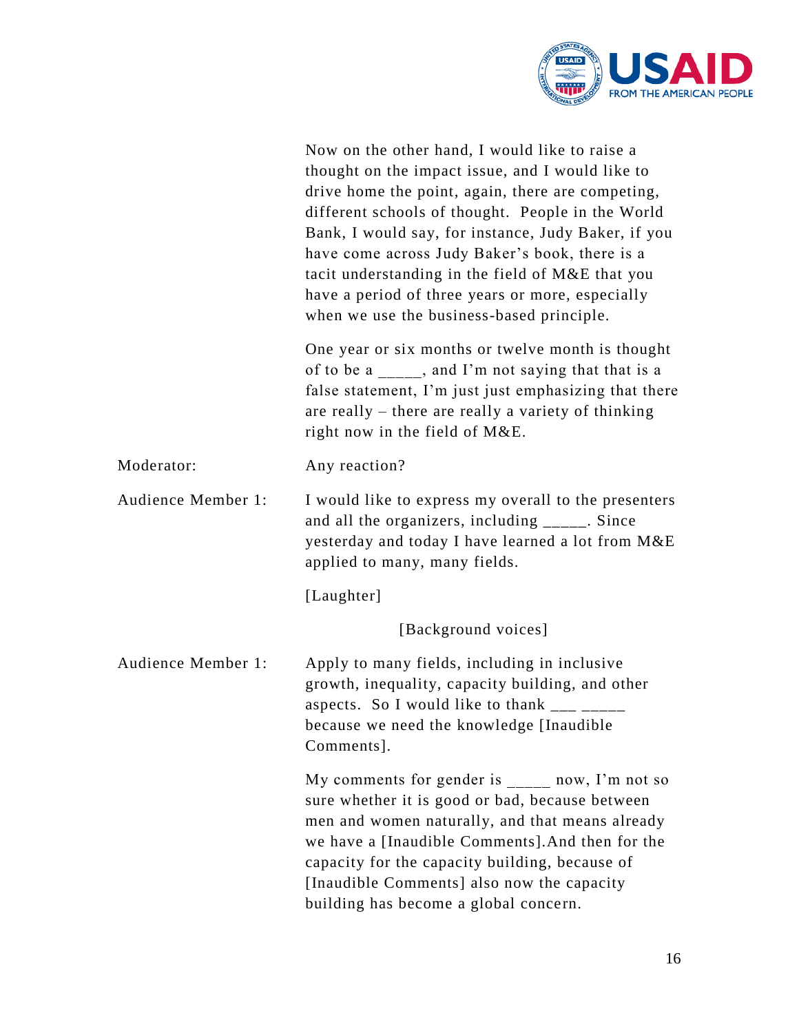Now on the other hand, I would like to raise a thought on the impact issue, and I would like to drive home the point, again, there are competing, different schools of thought. People in the World Bank, I would say, for instance, Judy Baker, if you have come across Judy Baker's book, there is a tacit understanding in the field of M&E that you have a period of three years or more, especially when we use the business-based principle.

One year or six months or twelve month is thought of to be a _____, and I'm not saying that that is a false statement, I'm just just emphasizing that there are really – there are really a variety of thinking right now in the field of M&E.

Moderator: Any reaction?

Audience Member 1: I would like to express my overall to the presenters and all the organizers, including _____. Since yesterday and today I have learned a lot from M&E applied to many, many fields.

[Laughter]

[Background voices]

Audience Member 1: Apply to many fields, including in inclusive growth, inequality, capacity building, and other aspects. So I would like to thank ___ _____ because we need the knowledge [Inaudible Comments].

My comments for gender is _____ now, I'm not so sure whether it is good or bad, because between men and women naturally, and that means already we have a [Inaudible Comments].And then for the capacity for the capacity building, because of [Inaudible Comments] also now the capacity building has become a global concern.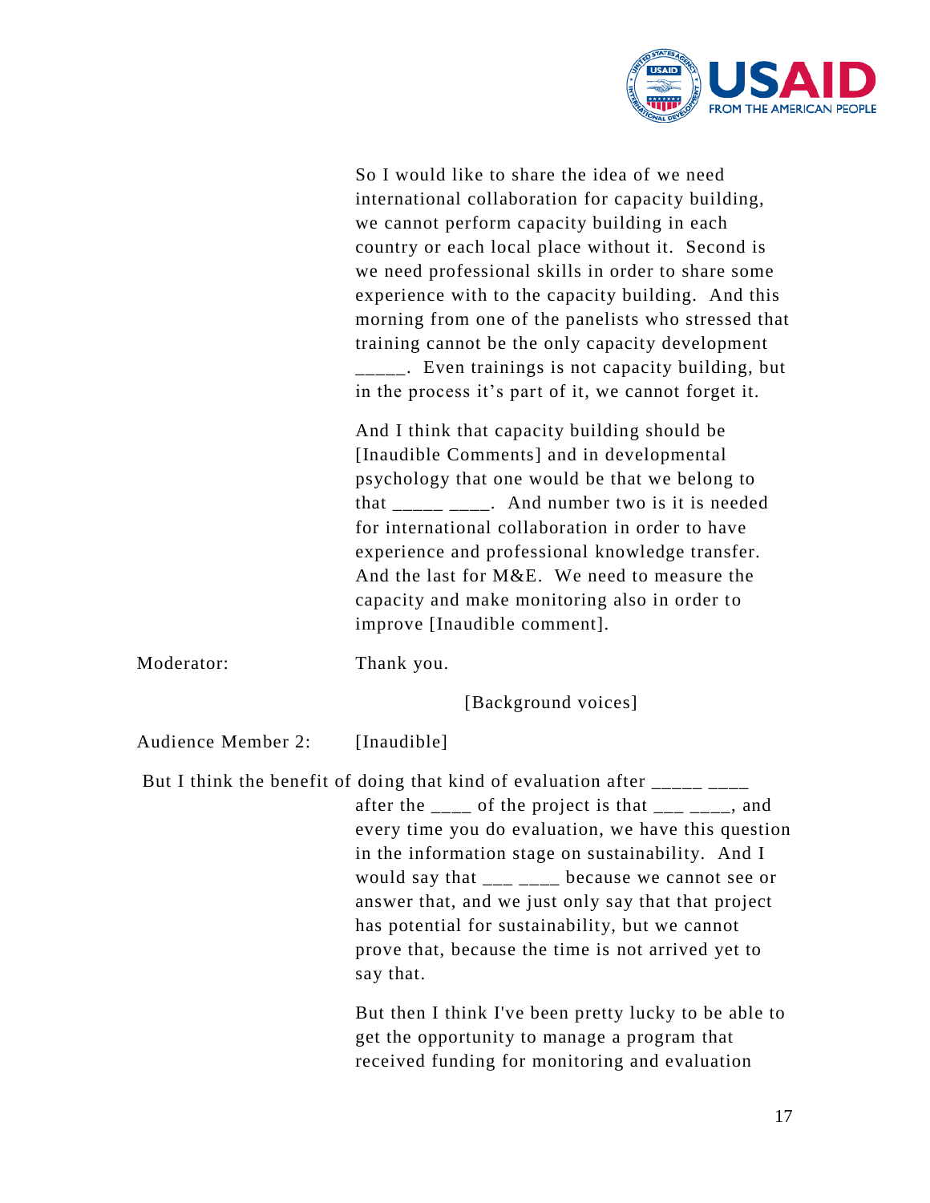So I would like to share the idea of we need international collaboration for capacity building, we cannot perform capacity building in each country or each local place without it. Second is we need professional skills in order to share some experience with to the capacity building. And this morning from one of the panelists who stressed that training cannot be the only capacity development _____. Even trainings is not capacity building, but in the process it's part of it, we cannot forget it.

And I think that capacity building should be [Inaudible Comments] and in developmental psychology that one would be that we belong to that _____ ____. And number two is it is needed for international collaboration in order to have experience and professional knowledge transfer. And the last for M&E. We need to measure the capacity and make monitoring also in order to improve [Inaudible comment].

Moderator: Thank you.

[Background voices]

Audience Member 2: [Inaudible]

But I think the benefit of doing that kind of evaluation after _____ ____ after the ____ of the project is that ___ ____, and every time you do evaluation, we have this question in the information stage on sustainability. And I would say that ___ ____ because we cannot see or answer that, and we just only say that that project has potential for sustainability, but we cannot prove that, because the time is not arrived yet to say that.

But then I think I've been pretty lucky to be able to get the opportunity to manage a program that received funding for monitoring and evaluation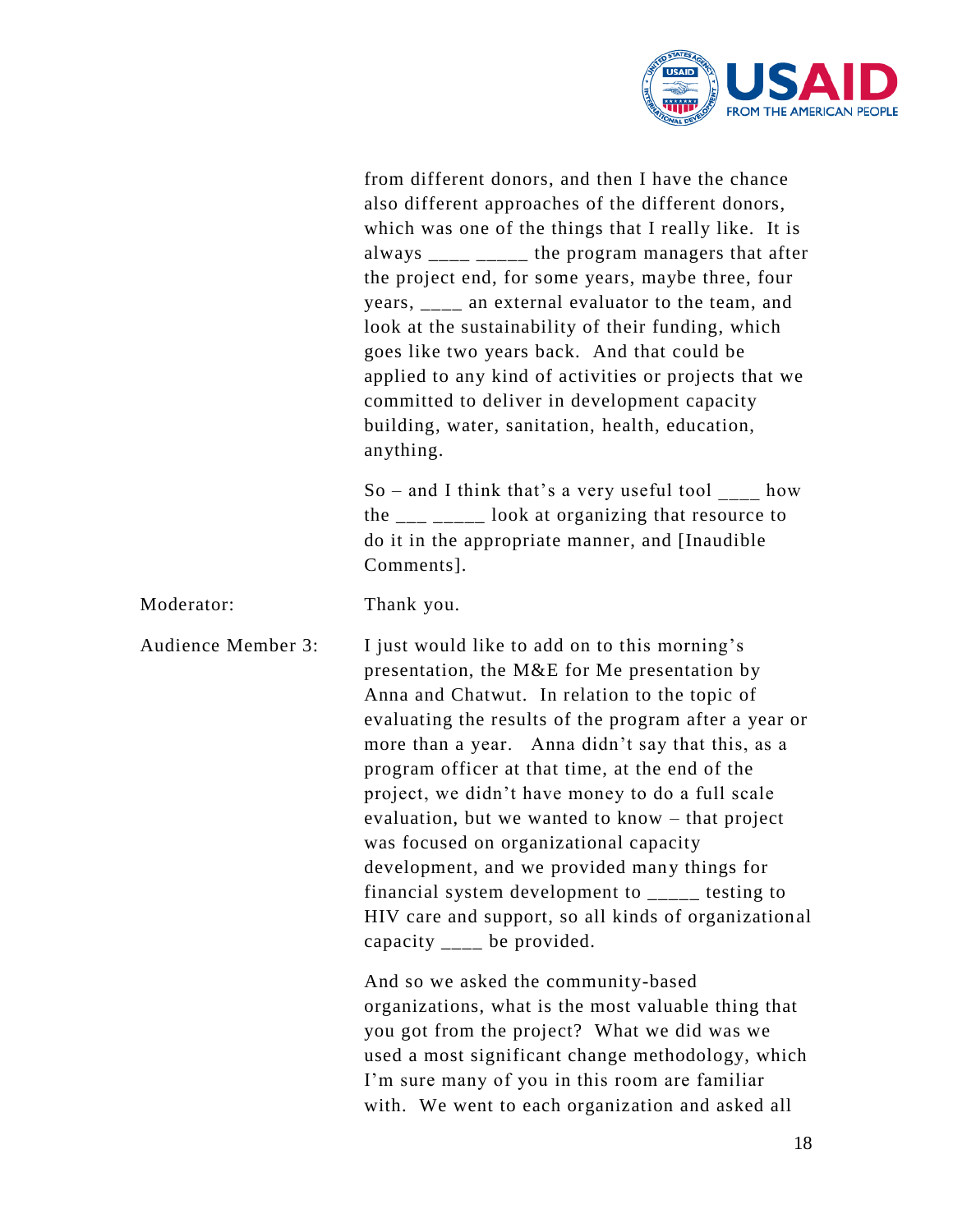from different donors, and then I have the chance also different approaches of the different donors, which was one of the things that I really like. It is always ____ _____ the program managers that after the project end, for some years, maybe three, four years, ____ an external evaluator to the team, and look at the sustainability of their funding, which goes like two years back. And that could be applied to any kind of activities or projects that we committed to deliver in development capacity building, water, sanitation, health, education, anything.

So – and I think that's a very useful tool ____ how the ___ _____ look at organizing that resource to do it in the appropriate manner, and [Inaudible Comments].

Moderator: Thank you.

Audience Member 3: I just would like to add on to this morning's presentation, the M&E for Me presentation by Anna and Chatwut. In relation to the topic of evaluating the results of the program after a year or more than a year. Anna didn't say that this, as a program officer at that time, at the end of the project, we didn't have money to do a full scale evaluation, but we wanted to know – that project was focused on organizational capacity development, and we provided many things for financial system development to _____ testing to HIV care and support, so all kinds of organizational capacity ____ be provided.

And so we asked the community-based organizations, what is the most valuable thing that you got from the project? What we did was we used a most significant change methodology, which I'm sure many of you in this room are familiar with. We went to each organization and asked all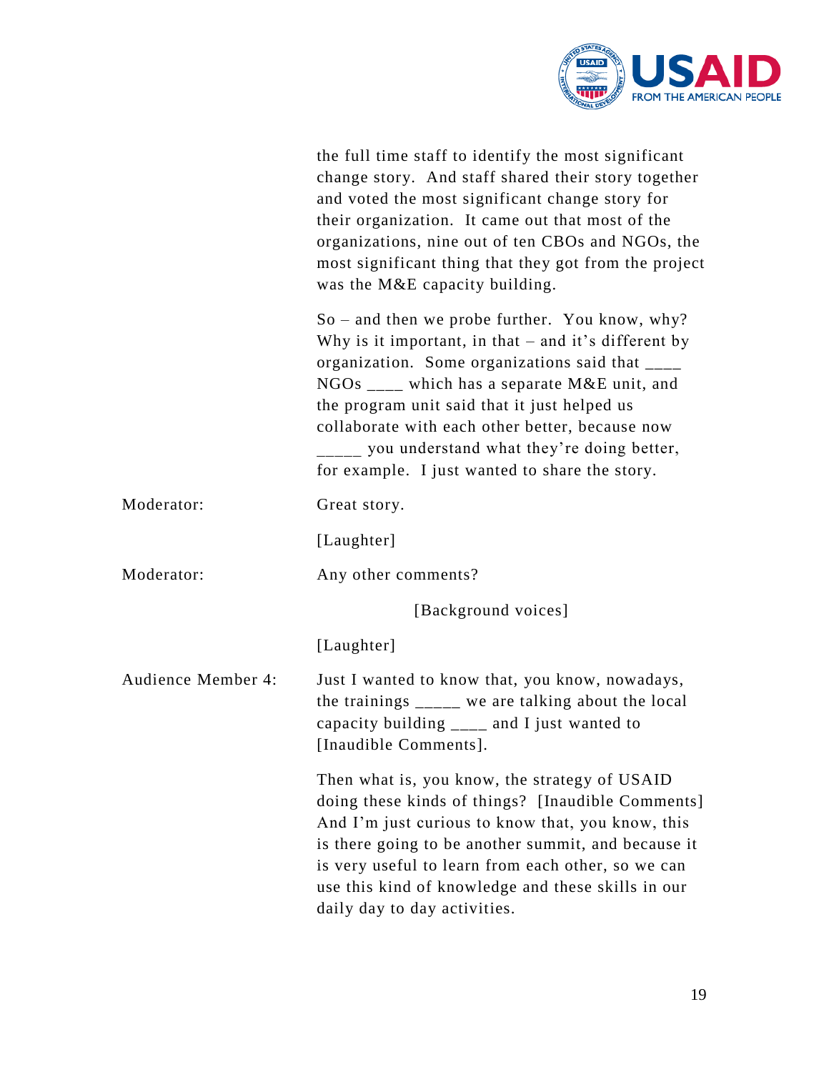the full time staff to identify the most significant change story. And staff shared their story together and voted the most significant change story for their organization. It came out that most of the organizations, nine out of ten CBOs and NGOs, the most significant thing that they got from the project was the M&E capacity building.

So – and then we probe further. You know, why? Why is it important, in that – and it's different by organization. Some organizations said that ____ NGOs ____ which has a separate M&E unit, and the program unit said that it just helped us collaborate with each other better, because now _____ you understand what they're doing better, for example. I just wanted to share the story.

Moderator: Great story.

[Laughter]

Moderator: Any other comments?

[Background voices]

[Laughter]

Audience Member 4: Just I wanted to know that, you know, nowadays, the trainings _____ we are talking about the local capacity building ____ and I just wanted to [Inaudible Comments].

Then what is, you know, the strategy of USAID doing these kinds of things? [Inaudible Comments] And I'm just curious to know that, you know, this is there going to be another summit, and because it is very useful to learn from each other, so we can use this kind of knowledge and these skills in our daily day to day activities.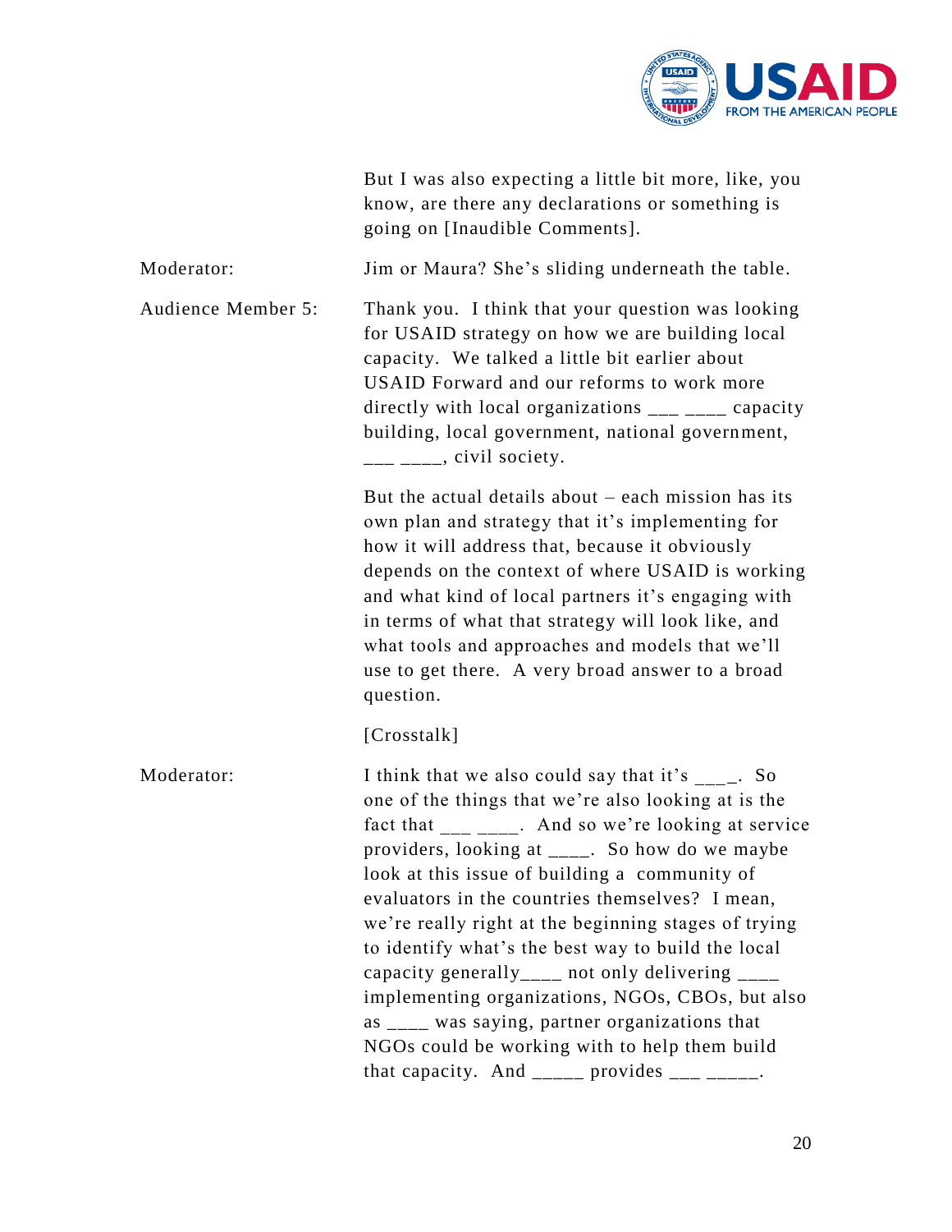But I was also expecting a little bit more, like, you know, are there any declarations or something is going on [Inaudible Comments].

Moderator: Jim or Maura? She’s sliding underneath the table.

Audience Member 5: Thank you. I think that your question was looking for USAID strategy on how we are building local capacity. We talked a little bit earlier about USAID Forward and our reforms to work more directly with local organizations ___ ____ capacity building, local government, national government, ___ ____, civil society.

But the actual details about – each mission has its own plan and strategy that it’s implementing for how it will address that, because it obviously depends on the context of where USAID is working and what kind of local partners it’s engaging with in terms of what that strategy will look like, and what tools and approaches and models that we’ll use to get there. A very broad answer to a broad question.

[Crosstalk]

Moderator: I think that we also could say that it’s ____. So one of the things that we’re also looking at is the fact that ___ ____. And so we’re looking at service providers, looking at ____. So how do we maybe look at this issue of building a community of evaluators in the countries themselves? I mean, we’re really right at the beginning stages of trying to identify what’s the best way to build the local capacity generally____ not only delivering ____ implementing organizations, NGOs, CBOs, but also as ____ was saying, partner organizations that NGOs could be working with to help them build that capacity. And _____ provides ___ _____.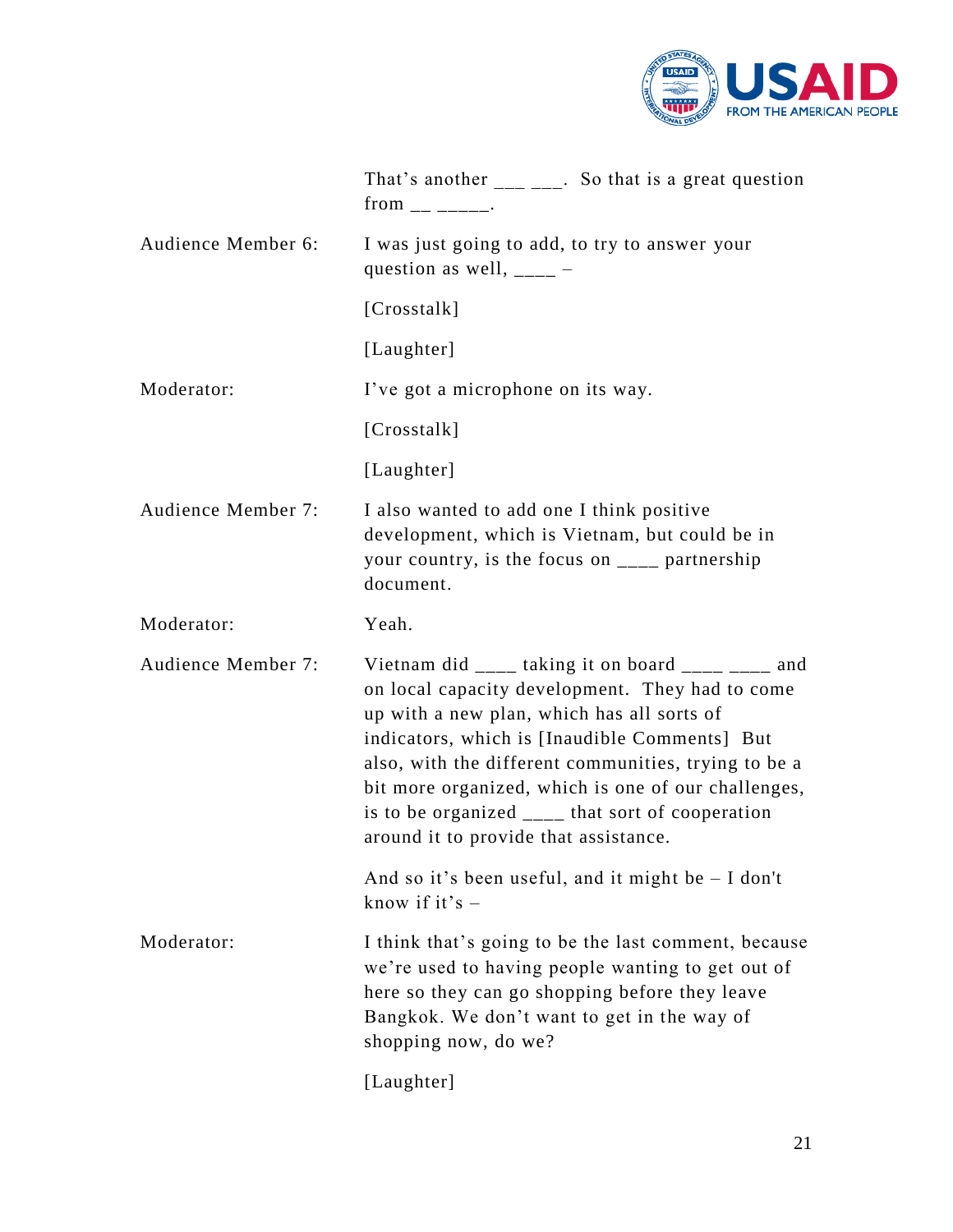That's another ___ ___. So that is a great question from __ _____.

**Audience Member 6:** I was just going to add, to try to answer your question as well, ____ –

[Crosstalk]

[Laughter]

**Moderator:** I've got a microphone on its way.

[Crosstalk]

[Laughter]

**Audience Member 7:** I also wanted to add one I think positive development, which is Vietnam, but could be in your country, is the focus on ____ partnership document.

**Moderator:** Yeah.

**Audience Member 7:** Vietnam did ____ taking it on board ____ ____ and on local capacity development. They had to come up with a new plan, which has all sorts of indicators, which is [Inaudible Comments] But also, with the different communities, trying to be a bit more organized, which is one of our challenges, is to be organized ____ that sort of cooperation around it to provide that assistance.

And so it's been useful, and it might be – I don't know if it's –

**Moderator:** I think that's going to be the last comment, because we're used to having people wanting to get out of here so they can go shopping before they leave Bangkok. We don't want to get in the way of shopping now, do we?

[Laughter]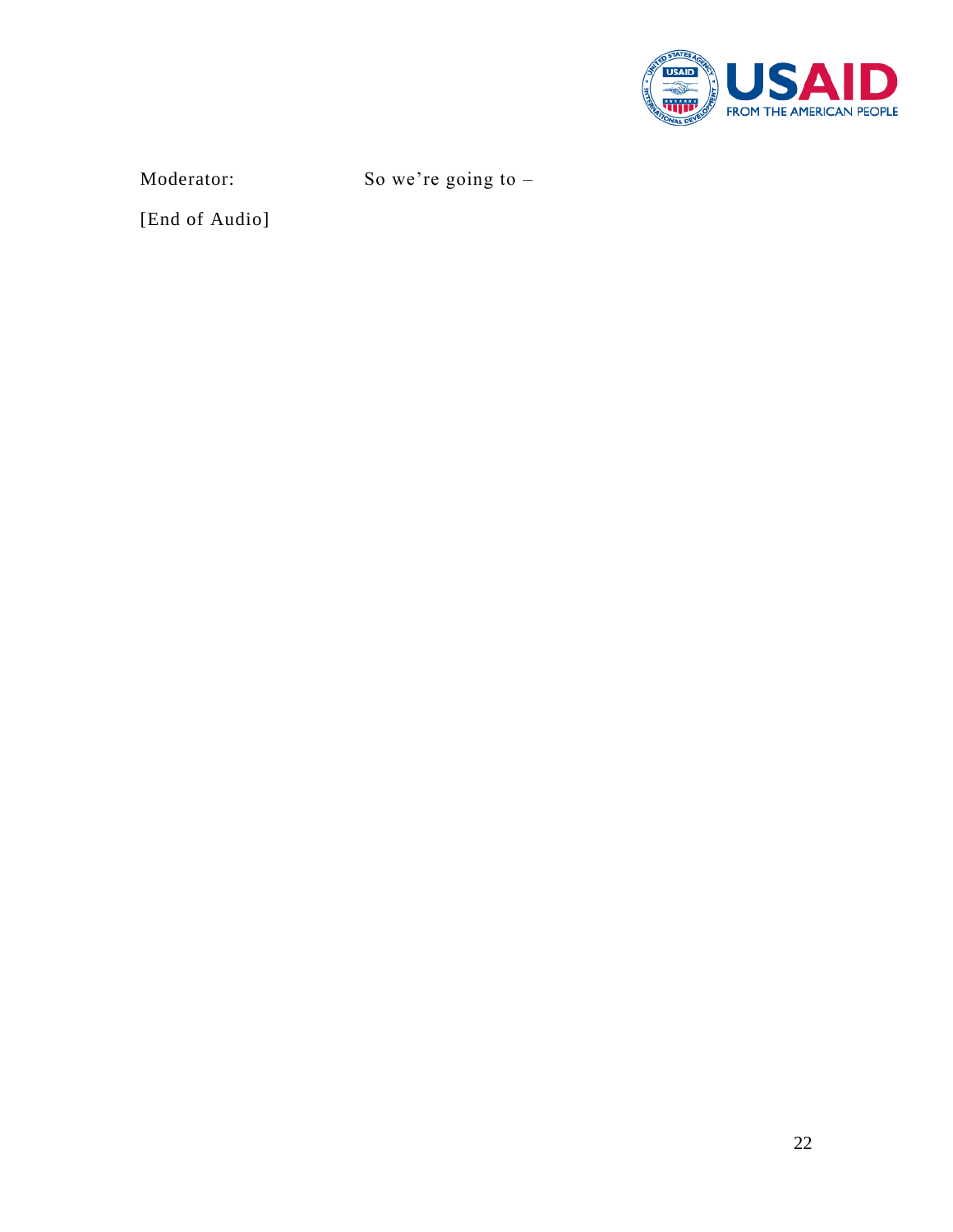Moderator: So we're going to –

[End of Audio]